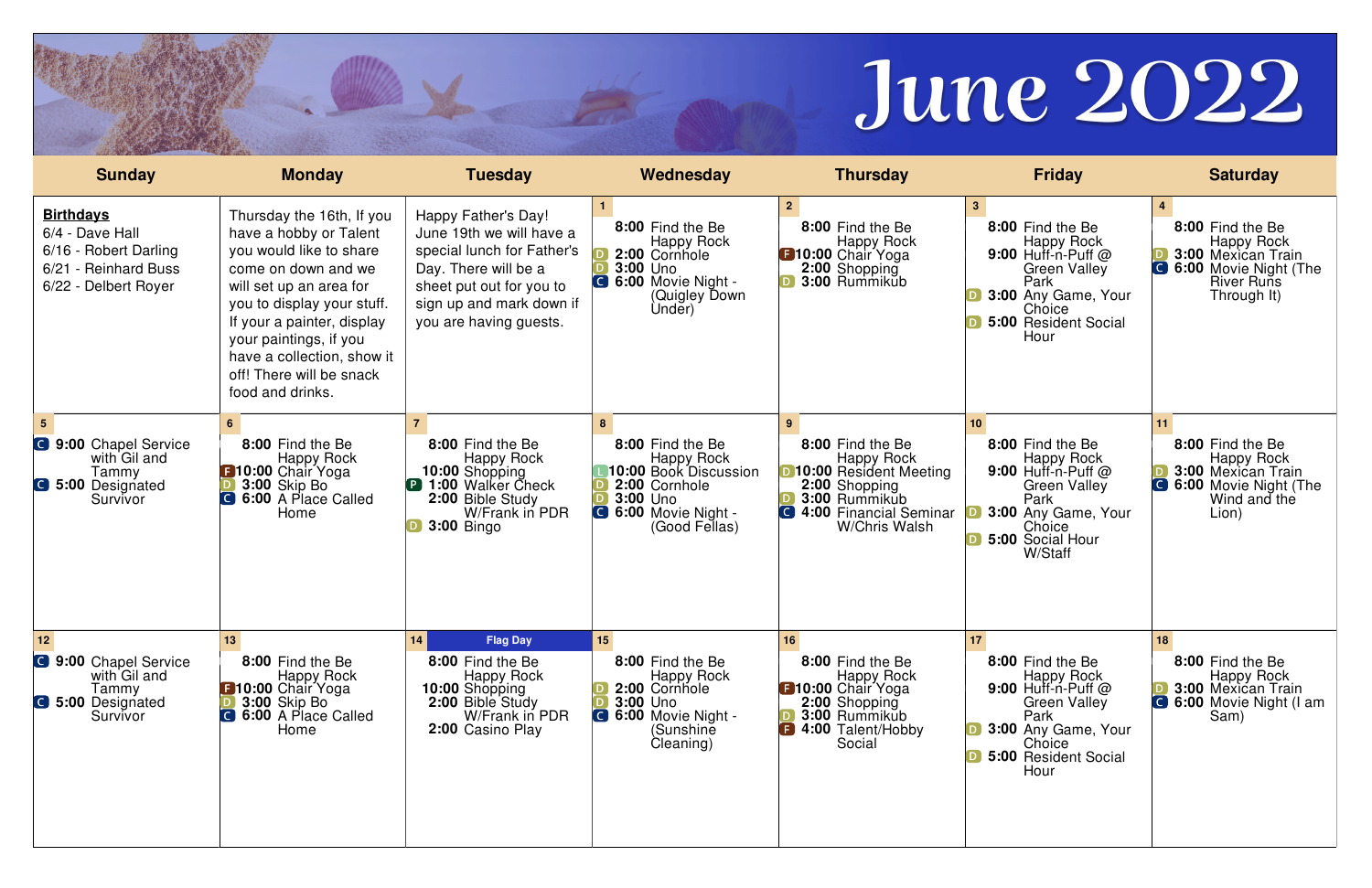# June 2022

| Sunday | Monday | Tuesday | Wednesday | Thursday | Friday | Saturday |
|---|---|---|---|---|---|---|
| **Birthdays**<br>6/4 - Dave Hall<br>6/16 - Robert Darling<br>6/21 - Reinhard Buss<br>6/22 - Delbert Royer | Thursday the 16th, If you have a hobby or Talent you would like to share come on down and we will set up an area for you to display your stuff. If your a painter, display your paintings, if you have a collection, show it off! There will be snack food and drinks. | Happy Father's Day! June 19th we will have a special lunch for Father's Day. There will be a sheet put out for you to sign up and mark down if you are having guests. | 1<br>**8:00** Find the Be Happy Rock<br>D **2:00** Cornhole<br>D **3:00** Uno<br>C **6:00** Movie Night - (Quigley Down Under) | 2<br>**8:00** Find the Be Happy Rock<br>F **10:00** Chair Yoga<br>**2:00** Shopping<br>D **3:00** Rummikub | 3<br>**8:00** Find the Be Happy Rock<br>**9:00** Huff-n-Puff @ Green Valley Park<br>D **3:00** Any Game, Your Choice<br>D **5:00** Resident Social Hour | 4<br>**8:00** Find the Be Happy Rock<br>D **3:00** Mexican Train<br>C **6:00** Movie Night (The River Runs Through It) |
| 5<br>C **9:00** Chapel Service with Gil and Tammy<br>C **5:00** Designated Survivor | 6<br>**8:00** Find the Be Happy Rock<br>F **10:00** Chair Yoga<br>D **3:00** Skip Bo<br>C **6:00** A Place Called Home | 7<br>**8:00** Find the Be Happy Rock<br>**10:00** Shopping<br>P **1:00** Walker Check<br>**2:00** Bible Study W/Frank in PDR<br>D **3:00** Bingo | 8<br>**8:00** Find the Be Happy Rock<br>L **10:00** Book Discussion<br>D **2:00** Cornhole<br>D **3:00** Uno<br>C **6:00** Movie Night - (Good Fellas) | 9<br>**8:00** Find the Be Happy Rock<br>D **10:00** Resident Meeting<br>**2:00** Shopping<br>D **3:00** Rummikub<br>C **4:00** Financial Seminar W/Chris Walsh | 10<br>**8:00** Find the Be Happy Rock<br>**9:00** Huff-n-Puff @ Green Valley Park<br>D **3:00** Any Game, Your Choice<br>D **5:00** Social Hour W/Staff | 11<br>**8:00** Find the Be Happy Rock<br>D **3:00** Mexican Train<br>C **6:00** Movie Night (The Wind and the Lion) |
| 12<br>C **9:00** Chapel Service with Gil and Tammy<br>C **5:00** Designated Survivor | 13<br>**8:00** Find the Be Happy Rock<br>F **10:00** Chair Yoga<br>D **3:00** Skip Bo<br>C **6:00** A Place Called Home | 14 Flag Day<br>**8:00** Find the Be Happy Rock<br>**10:00** Shopping<br>**2:00** Bible Study W/Frank in PDR<br>**2:00** Casino Play | 15<br>**8:00** Find the Be Happy Rock<br>D **2:00** Cornhole<br>D **3:00** Uno<br>C **6:00** Movie Night - (Sunshine Cleaning) | 16<br>**8:00** Find the Be Happy Rock<br>F **10:00** Chair Yoga<br>**2:00** Shopping<br>D **3:00** Rummikub<br>F **4:00** Talent/Hobby Social | 17<br>**8:00** Find the Be Happy Rock<br>**9:00** Huff-n-Puff @ Green Valley Park<br>D **3:00** Any Game, Your Choice<br>D **5:00** Resident Social Hour | 18<br>**8:00** Find the Be Happy Rock<br>D **3:00** Mexican Train<br>C **6:00** Movie Night (I am Sam) |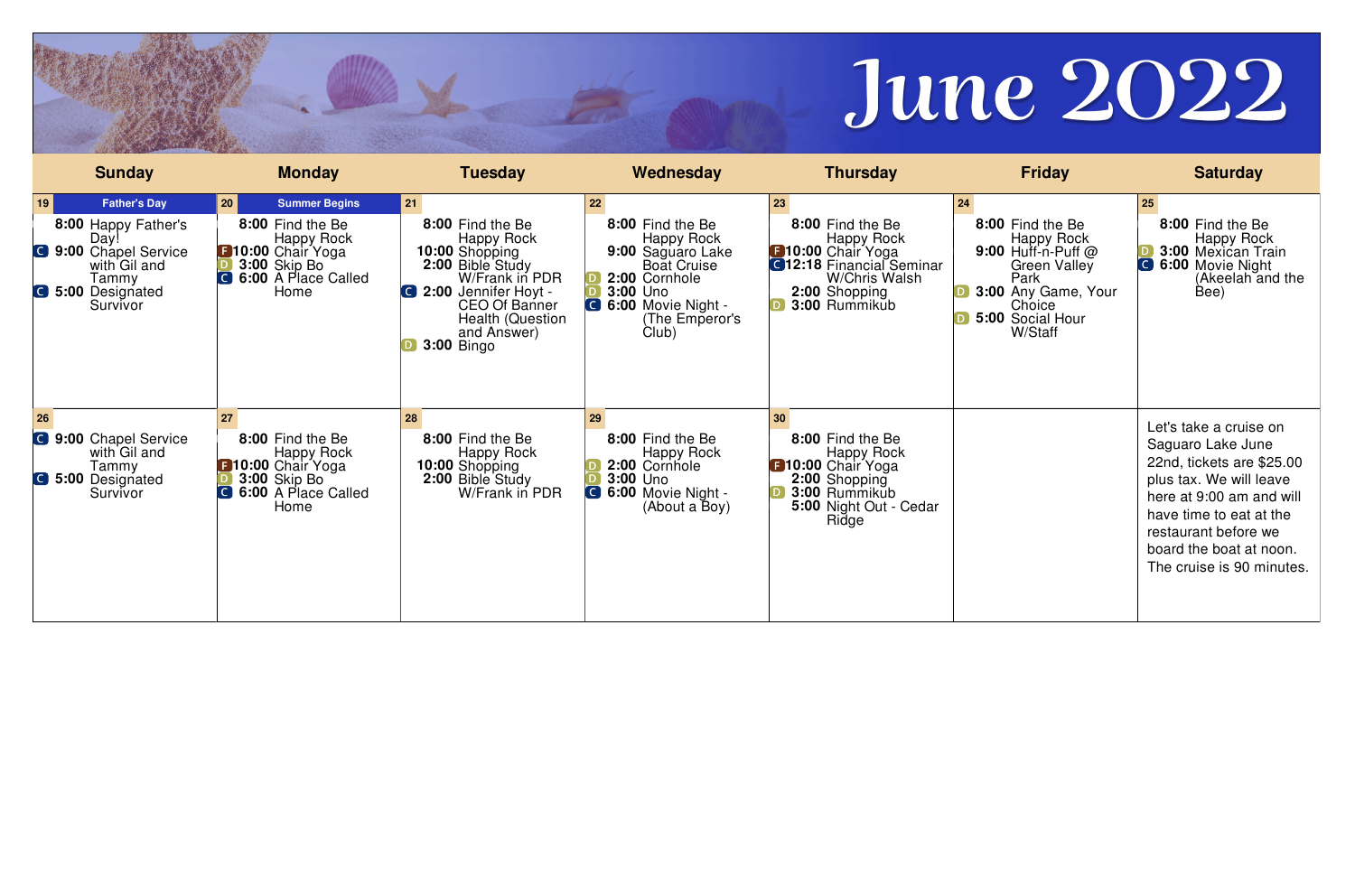# June 2022

| Sunday | Monday | Tuesday | Wednesday | Thursday | Friday | Saturday |
| --- | --- | --- | --- | --- | --- | --- |
| **19** Father's Day<br>**8:00** Happy Father's Day!<br>C **9:00** Chapel Service with Gil and Tammy<br>C **5:00** Designated Survivor | **20** Summer Begins<br>**8:00** Find the Be Happy Rock<br>F **10:00** Chair Yoga<br>D **3:00** Skip Bo<br>C **6:00** A Place Called Home | **21**<br>**8:00** Find the Be Happy Rock<br>**10:00** Shopping<br>**2:00** Bible Study W/Frank in PDR<br>C **2:00** Jennifer Hoyt - CEO Of Banner Health (Question and Answer)<br>D **3:00** Bingo | **22**<br>**8:00** Find the Be Happy Rock<br>**9:00** Saguaro Lake Boat Cruise<br>D **2:00** Cornhole<br>D **3:00** Uno<br>C **6:00** Movie Night - (The Emperor's Club) | **23**<br>**8:00** Find the Be Happy Rock<br>F **10:00** Chair Yoga<br>C **12:18** Financial Seminar W/Chris Walsh<br>**2:00** Shopping<br>D **3:00** Rummikub | **24**<br>**8:00** Find the Be Happy Rock<br>**9:00** Huff-n-Puff @ Green Valley Park<br>D **3:00** Any Game, Your Choice<br>D **5:00** Social Hour W/Staff | **25**<br>**8:00** Find the Be Happy Rock<br>D **3:00** Mexican Train<br>C **6:00** Movie Night (Akeelah and the Bee) |
| **26**<br>C **9:00** Chapel Service with Gil and Tammy<br>C **5:00** Designated Survivor | **27**<br>**8:00** Find the Be Happy Rock<br>F **10:00** Chair Yoga<br>D **3:00** Skip Bo<br>C **6:00** A Place Called Home | **28**<br>**8:00** Find the Be Happy Rock<br>**10:00** Shopping<br>**2:00** Bible Study W/Frank in PDR | **29**<br>**8:00** Find the Be Happy Rock<br>D **2:00** Cornhole<br>D **3:00** Uno<br>C **6:00** Movie Night - (About a Boy) | **30**<br>**8:00** Find the Be Happy Rock<br>F **10:00** Chair Yoga<br>**2:00** Shopping<br>D **3:00** Rummikub<br>**5:00** Night Out - Cedar Ridge | | Let's take a cruise on Saguaro Lake June 22nd, tickets are $25.00 plus tax. We will leave here at 9:00 am and will have time to eat at the restaurant before we board the boat at noon. The cruise is 90 minutes. |